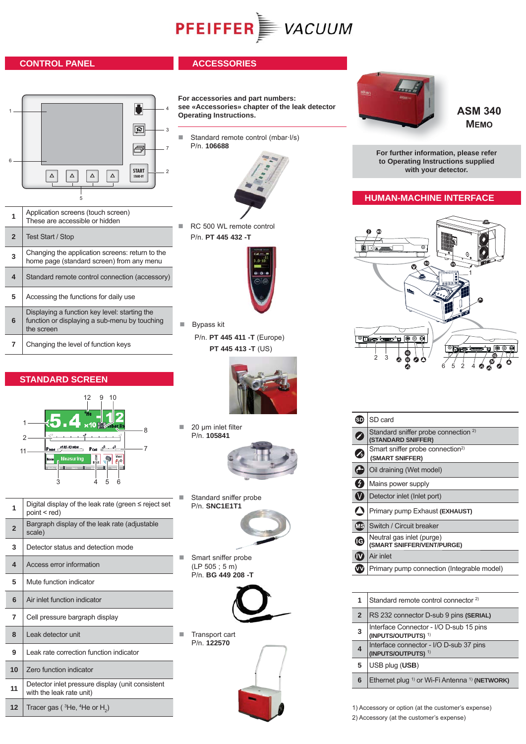# ASM 340 MEMO

## CONTROL PANEL

| | |
|---|---|
| 1 | Application screens (touch screen) These are accessible or hidden |
| 2 | Test Start / Stop |
| 3 | Changing the application screens: return to the home page (standard screen) from any menu |
| 4 | Standard remote control connection (accessory) |
| 5 | Accessing the functions for daily use |
| 6 | Displaying a function key level: starting the function or displaying a sub-menu by touching the screen |
| 7 | Changing the level of function keys |

## STANDARD SCREEN

| | |
|---|---|
| 1 | Digital display of the leak rate (green ≤ reject set point < red) |
| 2 | Bargraph display of the leak rate (adjustable scale) |
| 3 | Detector status and detection mode |
| 4 | Access error information |
| 5 | Mute function indicator |
| 6 | Air inlet function indicator |
| 7 | Cell pressure bargraph display |
| 8 | Leak detector unit |
| 9 | Leak rate correction function indicator |
| 10 | Zero function indicator |
| 11 | Detector inlet pressure display (unit consistent with the leak rate unit) |
| 12 | Tracer gas ( $^3He$, $^4He$ or $H_2$) |

## ACCESSORIES

**For accessories and part numbers: see «Accessories» chapter of the leak detector Operating Instructions.**

- Standard remote control (mbar·l/s)
  P/n. **106688**
- RC 500 WL remote control
  P/n. **PT 445 432 -T**
- Bypass kit
  P/n. **PT 445 411 -T** (Europe)
  **PT 445 413 -T** (US)
- 20 µm inlet filter
  P/n. **105841**
- Standard sniffer probe
  P/n. **SNC1E1T1**
- Smart sniffer probe
  (LP 505 ; 5 m)
  P/n. **BG 449 208 -T**
- Transport cart
  P/n. **122570**

**For further information, please refer to Operating Instructions supplied with your detector.**

## HUMAN-MACHINE INTERFACE

| | |
|---|---|
| SD | SD card |
| | Standard sniffer probe connection [2] **(STANDARD SNIFFER)** |
| | Smart sniffer probe connection[2] **(SMART SNIFFER)** |
| | Oil draining (Wet model) |
| | Mains power supply |
| V | Detector inlet (Inlet port) |
| | Primary pump Exhaust **(EXHAUST)** |
| MS | Switch / Circuit breaker |
| IG | Neutral gas inlet (purge) **(SMART SNIFFER/VENT/PURGE)** |
| IV | Air inlet |
| VV | Primary pump connection (Integrable model) |

| | |
|---|---|
| 1 | Standard remote control connector [2] |
| 2 | RS 232 connector D-sub 9 pins **(SERIAL)** |
| 3 | Interface Connector - I/O D-sub 15 pins **(INPUTS/OUTPUTS)** [1] |
| 4 | Interface connector - I/O D-sub 37 pins **(INPUTS/OUTPUTS)** [1] |
| 5 | USB plug **(USB)** |
| 6 | Ethernet plug [1] or Wi-Fi Antenna [1] **(NETWORK)** |

1) Accessory or option (at the customer's expense)
2) Accessory (at the customer's expense)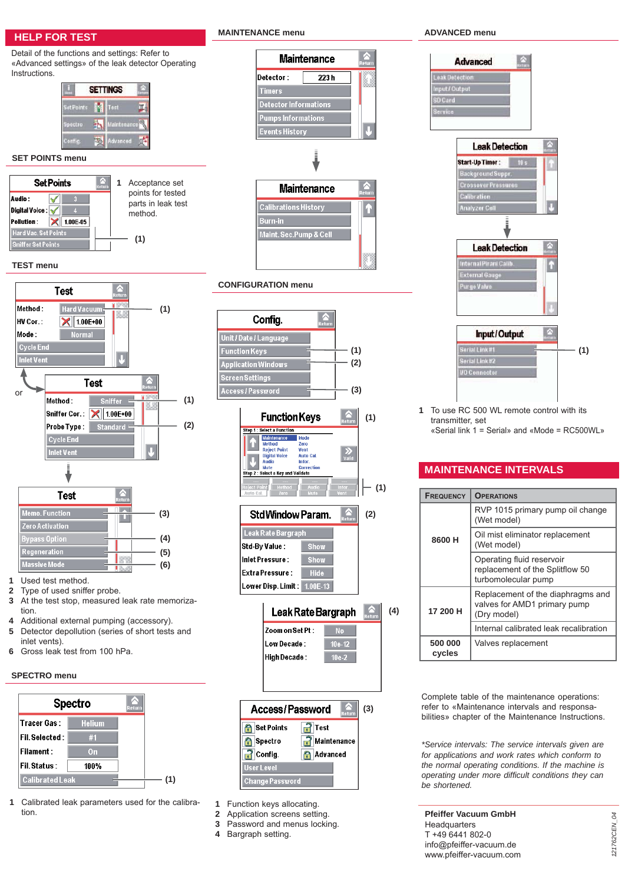## HELP FOR TEST

Detail of the functions and settings: Refer to «Advanced settings» of the leak detector Operating Instructions.

SETTINGS

Set Points | Test | Spectro | Maintenance | Config. | Advanced

### SET POINTS menu

Set Points

Audio : 3
Digital Voice : 4
Pollution : 1.00E-05
Hard Vac. Set Points
Sniffer Set Points (1)

1 Acceptance set points for tested parts in leak test method.

### TEST menu

Test

Method : Hard Vacuum (1)
HV Cor. : 1.00E+00
Mode : Normal
Cycle End
Inlet Vent

or

Test

Method : Sniffer (1)
Sniffer Cor. : 1.00E+00
Probe Type : Standard (2)
Cycle End
Inlet Vent

Test

Memo. Function (3)
Zero Activation
Bypass Option (4)
Regeneration (5)
Massive Mode (6)

1 Used test method.
2 Type of used sniffer probe.
3 At the test stop, measured leak rate memorization.
4 Additional external pumping (accessory).
5 Detector depollution (series of short tests and inlet vents).
6 Gross leak test from 100 hPa.

### SPECTRO menu

Spectro

Tracer Gas : Helium
Fil. Selected : #1
Filament : On
Fil. Status : 100%
Calibrated Leak (1)

1 Calibrated leak parameters used for the calibration.

### MAINTENANCE menu

Maintenance

Detector : 223 h
Timers
Detector Informations
Pumps Informations
Events History

Maintenance

Calibrations History
Burn-in
Maint. Sec.Pump & Cell

### CONFIGURATION menu

Config.

Unit / Date / Language
Function Keys (1)
Application Windows (2)
Screen Settings
Access / Password (3)

Function Keys (1)

Step 1 : Select a Function
Maintenance / Mode
Method / Zero
Reject Point / Vent
Digital Voice / Auto Cal.
Audio / Inlet
Mute / Correction
Step 2 : Select a Key and Validate
Reject Point / Auto Cal. | Method / Zero | Audio / Mute | Inlet / Vent (1)

Std Window Param. (2)

Leak Rate Bargraph
Std-By Value : Show
Inlet Pressure : Show
Extra Pressure : Hide
Lower Disp. Limit : 1.00E-13

Leak Rate Bargraph (4)

Zoom on Set Pt : No
Low Decade : 10e-12
High Decade : 10e-2

Access / Password (3)

Set Points | Test
Spectro | Maintenance
Config. | Advanced
User Level
Change Password

1 Function keys allocating.
2 Application screens setting.
3 Password and menus locking.
4 Bargraph setting.

### ADVANCED menu

Advanced

Leak Detection
Input / Output
SD Card
Service

Leak Detection

Start-Up Timer : 10 s
Background Suppr.
Crossover Pressures
Calibration
Analyzer Cell

Leak Detection

Internal Pirani Calib.
External Gauge
Purge Valve

Input / Output

Serial Link #1 (1)
Serial Link #2
I/O Connector

1 To use RC 500 WL remote control with its transmitter, set «Serial link 1 = Serial» and «Mode = RC500WL»

## MAINTENANCE INTERVALS

| Frequency | Operations |
|---|---|
| 8600 H | RVP 1015 primary pump oil change (Wet model) |
| | Oil mist eliminator replacement (Wet model) |
| | Operating fluid reservoir replacement of the Splitflow 50 turbomolecular pump |
| 17 200 H | Replacement of the diaphragms and valves for AMD1 primary pump (Dry model) |
| | Internal calibrated leak recalibration |
| 500 000 cycles | Valves replacement |

Complete table of the maintenance operations: refer to «Maintenance intervals and responsabilities» chapter of the Maintenance Instructions.

*\*Service intervals: The service intervals given are for applications and work rates which conform to the normal operating conditions. If the machine is operating under more difficult conditions they can be shortened.*

**Pfeiffer Vacuum GmbH**
Headquarters
T +49 6441 802-0
info@pfeiffer-vacuum.de
www.pfeiffer-vacuum.com

121762CEN_04